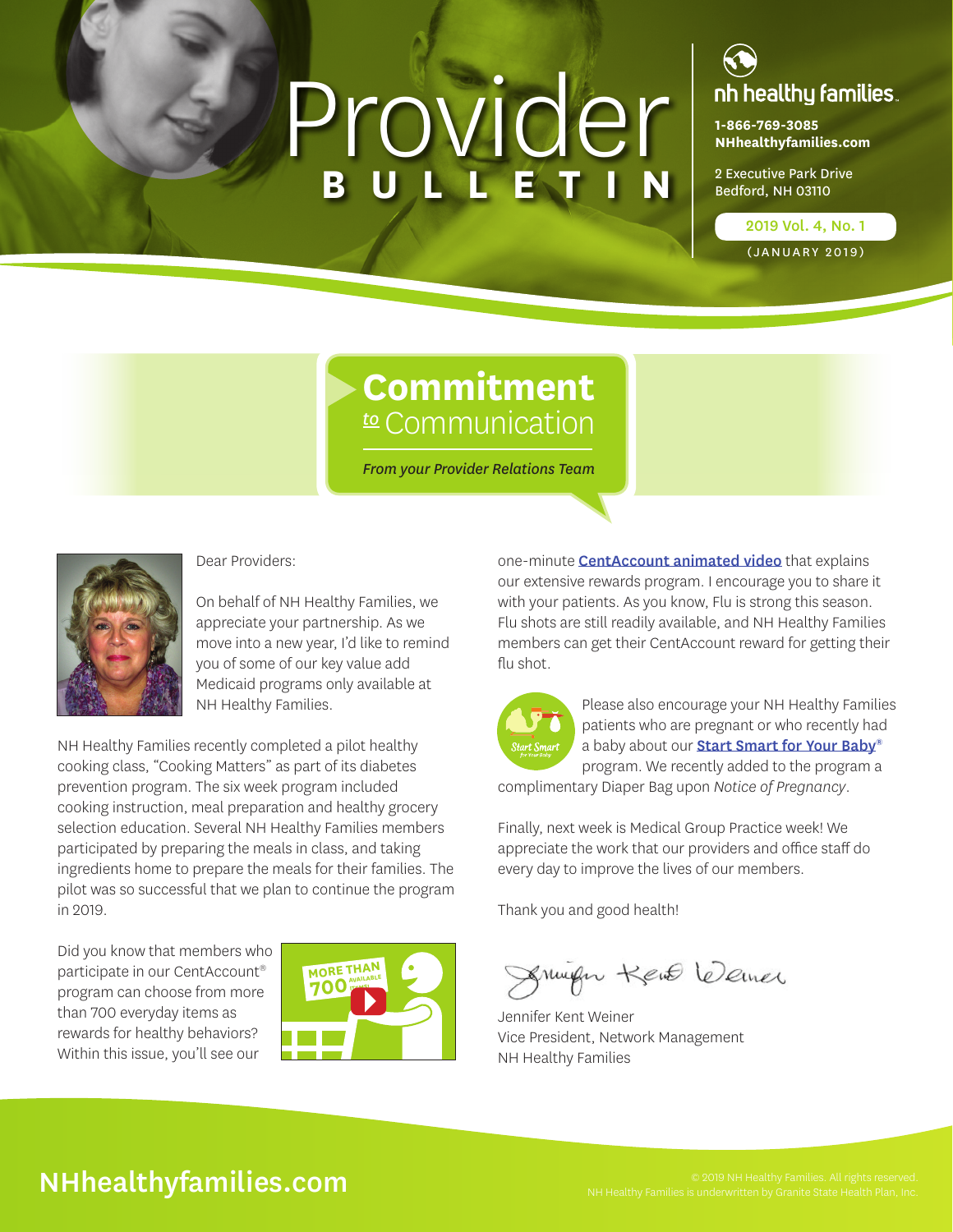# Provider BULLETIN

**nh healthy families**

**1-866-769-3085**
**NHhealthyfamilies.com**

2 Executive Park Drive
Bedford, NH 03110

2019 Vol. 4, No. 1
(JANUARY 2019)

## Commitment to Communication

*From your Provider Relations Team*

Dear Providers:

On behalf of NH Healthy Families, we appreciate your partnership. As we move into a new year, I'd like to remind you of some of our key value add Medicaid programs only available at NH Healthy Families.

NH Healthy Families recently completed a pilot healthy cooking class, "Cooking Matters" as part of its diabetes prevention program. The six week program included cooking instruction, meal preparation and healthy grocery selection education. Several NH Healthy Families members participated by preparing the meals in class, and taking ingredients home to prepare the meals for their families. The pilot was so successful that we plan to continue the program in 2019.

Did you know that members who participate in our CentAccount® program can choose from more than 700 everyday items as rewards for healthy behaviors? Within this issue, you'll see our one-minute **CentAccount animated video** that explains our extensive rewards program. I encourage you to share it with your patients. As you know, Flu is strong this season. Flu shots are still readily available, and NH Healthy Families members can get their CentAccount reward for getting their flu shot.

Please also encourage your NH Healthy Families patients who are pregnant or who recently had a baby about our **Start Smart for Your Baby®** program. We recently added to the program a complimentary Diaper Bag upon *Notice of Pregnancy*.

Finally, next week is Medical Group Practice week! We appreciate the work that our providers and office staff do every day to improve the lives of our members.

Thank you and good health!

Jennifer Kent Weiner
Vice President, Network Management
NH Healthy Families

NHhealthyfamilies.com

© 2019 NH Healthy Families. All rights reserved.
NH Healthy Families is underwritten by Granite State Health Plan, Inc.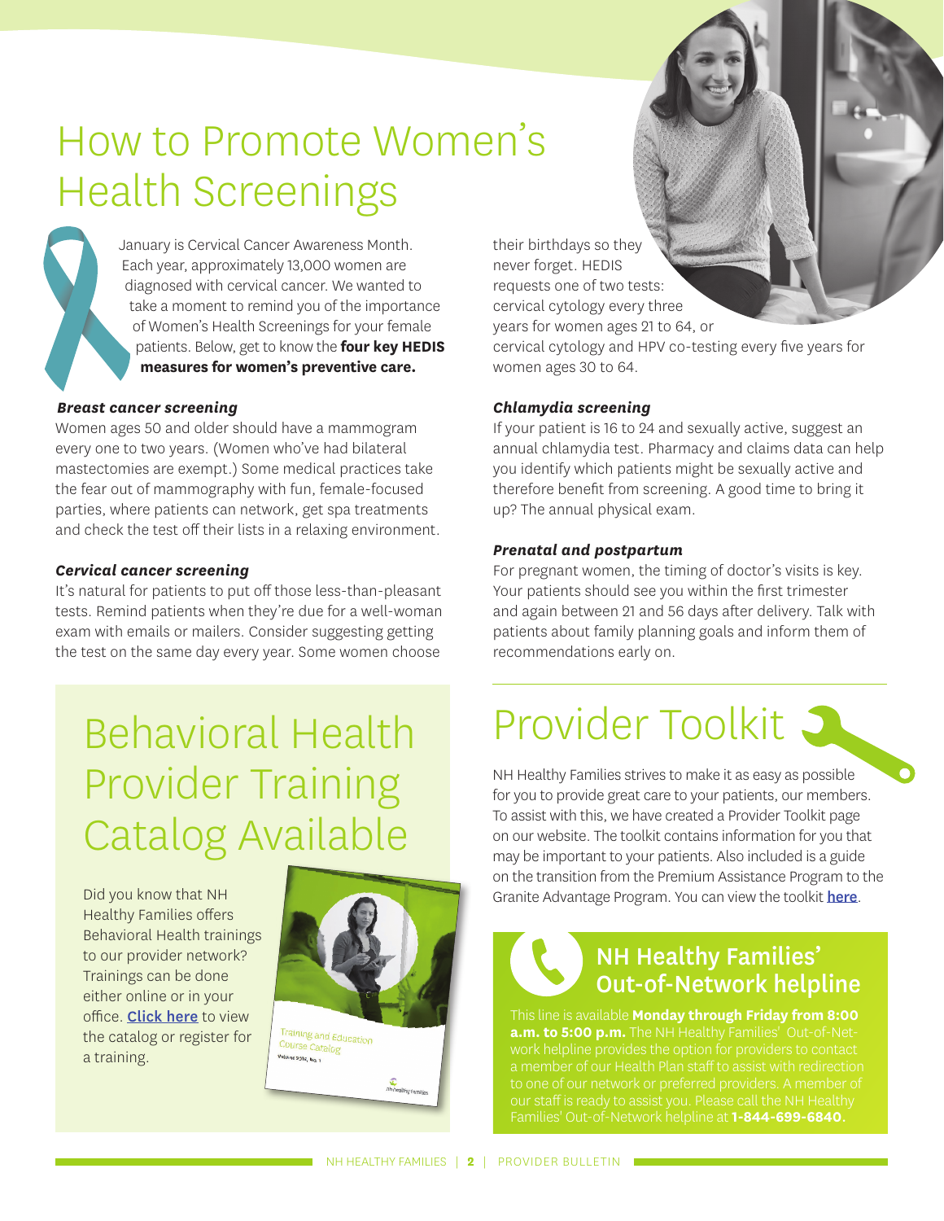# How to Promote Women's Health Screenings

January is Cervical Cancer Awareness Month. Each year, approximately 13,000 women are diagnosed with cervical cancer. We wanted to take a moment to remind you of the importance of Women's Health Screenings for your female patients. Below, get to know the **four key HEDIS measures for women's preventive care.**

***Breast cancer screening***

Women ages 50 and older should have a mammogram every one to two years. (Women who've had bilateral mastectomies are exempt.) Some medical practices take the fear out of mammography with fun, female-focused parties, where patients can network, get spa treatments and check the test off their lists in a relaxing environment.

***Cervical cancer screening***

It's natural for patients to put off those less-than-pleasant tests. Remind patients when they're due for a well-woman exam with emails or mailers. Consider suggesting getting the test on the same day every year. Some women choose their birthdays so they never forget. HEDIS requests one of two tests: cervical cytology every three years for women ages 21 to 64, or cervical cytology and HPV co-testing every five years for women ages 30 to 64.

***Chlamydia screening***

If your patient is 16 to 24 and sexually active, suggest an annual chlamydia test. Pharmacy and claims data can help you identify which patients might be sexually active and therefore benefit from screening. A good time to bring it up? The annual physical exam.

***Prenatal and postpartum***

For pregnant women, the timing of doctor's visits is key. Your patients should see you within the first trimester and again between 21 and 56 days after delivery. Talk with patients about family planning goals and inform them of recommendations early on.

# Behavioral Health Provider Training Catalog Available

Did you know that NH Healthy Families offers Behavioral Health trainings to our provider network? Trainings can be done either online or in your office. Click here to view the catalog or register for a training.

# Provider Toolkit

NH Healthy Families strives to make it as easy as possible for you to provide great care to your patients, our members. To assist with this, we have created a Provider Toolkit page on our website. The toolkit contains information for you that may be important to your patients. Also included is a guide on the transition from the Premium Assistance Program to the Granite Advantage Program. You can view the toolkit here.

## NH Healthy Families' Out-of-Network helpline

This line is available **Monday through Friday from 8:00 a.m. to 5:00 p.m.** The NH Healthy Families' Out-of-Network helpline provides the option for providers to contact a member of our Health Plan staff to assist with redirection to one of our network or preferred providers. A member of our staff is ready to assist you. Please call the NH Healthy Families' Out-of-Network helpline at **1-844-699-6840.**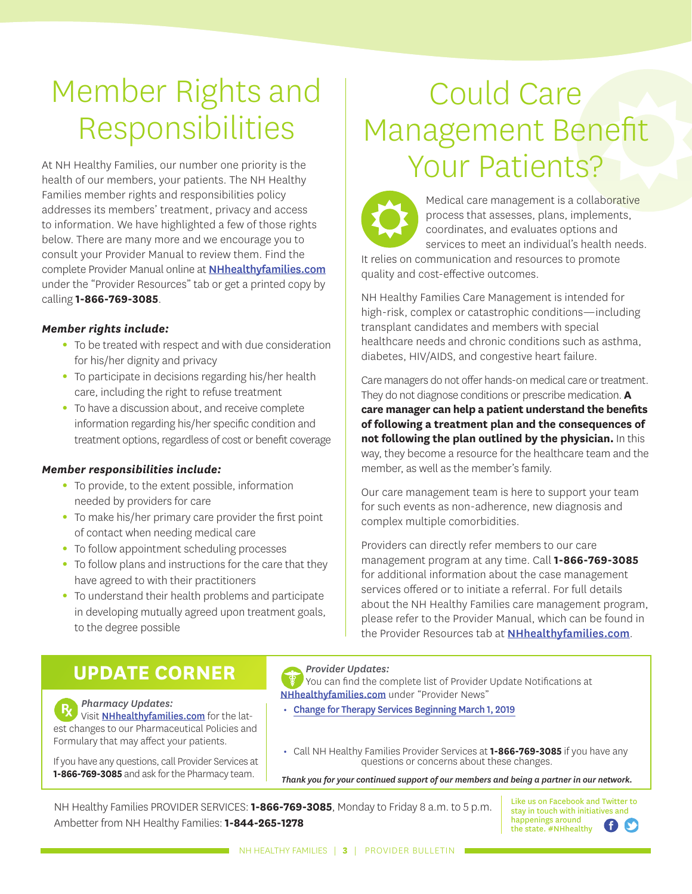# Member Rights and Responsibilities

At NH Healthy Families, our number one priority is the health of our members, your patients. The NH Healthy Families member rights and responsibilities policy addresses its members' treatment, privacy and access to information. We have highlighted a few of those rights below. There are many more and we encourage you to consult your Provider Manual to review them. Find the complete Provider Manual online at **NHhealthyfamilies.com** under the "Provider Resources" tab or get a printed copy by calling **1-866-769-3085**.

***Member rights include:***

- To be treated with respect and with due consideration for his/her dignity and privacy
- To participate in decisions regarding his/her health care, including the right to refuse treatment
- To have a discussion about, and receive complete information regarding his/her specific condition and treatment options, regardless of cost or benefit coverage

***Member responsibilities include:***

- To provide, to the extent possible, information needed by providers for care
- To make his/her primary care provider the first point of contact when needing medical care
- To follow appointment scheduling processes
- To follow plans and instructions for the care that they have agreed to with their practitioners
- To understand their health problems and participate in developing mutually agreed upon treatment goals, to the degree possible

# Could Care Management Benefit Your Patients?

Medical care management is a collaborative process that assesses, plans, implements, coordinates, and evaluates options and services to meet an individual's health needs. It relies on communication and resources to promote quality and cost-effective outcomes.

NH Healthy Families Care Management is intended for high-risk, complex or catastrophic conditions—including transplant candidates and members with special healthcare needs and chronic conditions such as asthma, diabetes, HIV/AIDS, and congestive heart failure.

Care managers do not offer hands-on medical care or treatment. They do not diagnose conditions or prescribe medication. **A care manager can help a patient understand the benefits of following a treatment plan and the consequences of not following the plan outlined by the physician.** In this way, they become a resource for the healthcare team and the member, as well as the member's family.

Our care management team is here to support your team for such events as non-adherence, new diagnosis and complex multiple comorbidities.

Providers can directly refer members to our care management program at any time. Call **1-866-769-3085** for additional information about the case management services offered or to initiate a referral. For full details about the NH Healthy Families care management program, please refer to the Provider Manual, which can be found in the Provider Resources tab at **NHhealthyfamilies.com**.

## UPDATE CORNER

***Pharmacy Updates:***
Visit **NHhealthyfamilies.com** for the latest changes to our Pharmaceutical Policies and Formulary that may affect your patients.

If you have any questions, call Provider Services at **1-866-769-3085** and ask for the Pharmacy team.

***Provider Updates:***
You can find the complete list of Provider Update Notifications at NHhealthyfamilies.com under "Provider News"

- Change for Therapy Services Beginning March 1, 2019

- Call NH Healthy Families Provider Services at **1-866-769-3085** if you have any questions or concerns about these changes.

*Thank you for your continued support of our members and being a partner in our network.*

NH Healthy Families PROVIDER SERVICES: **1-866-769-3085**, Monday to Friday 8 a.m. to 5 p.m.
Ambetter from NH Healthy Families: **1-844-265-1278**

Like us on Facebook and Twitter to stay in touch with initiatives and happenings around the state. #NHhealthy